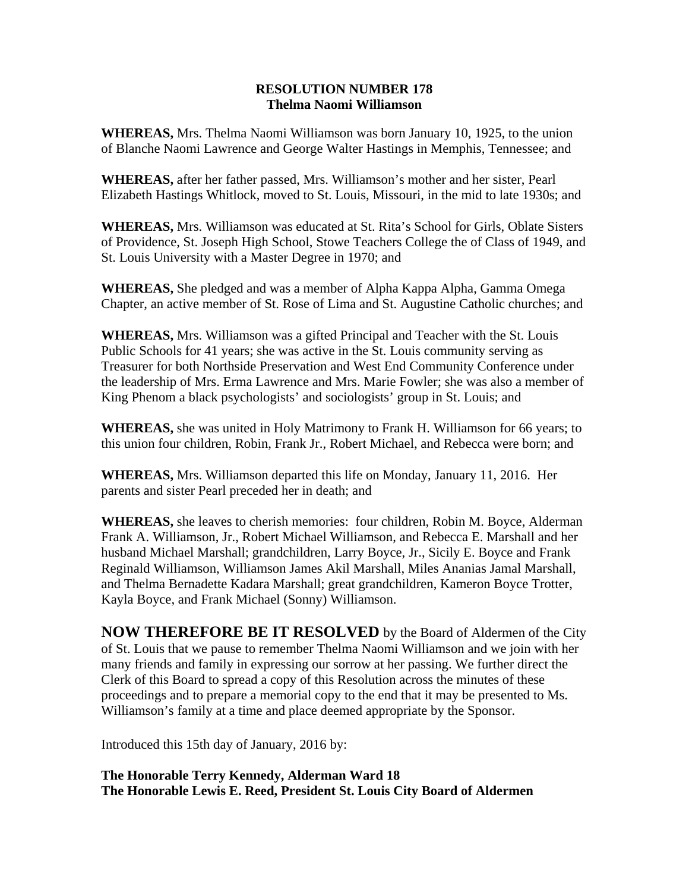**RESOLUTION NUMBER 178**
**Thelma Naomi Williamson**

**WHEREAS,** Mrs. Thelma Naomi Williamson was born January 10, 1925, to the union of Blanche Naomi Lawrence and George Walter Hastings in Memphis, Tennessee; and

**WHEREAS,** after her father passed, Mrs. Williamson's mother and her sister, Pearl Elizabeth Hastings Whitlock, moved to St. Louis, Missouri, in the mid to late 1930s; and

**WHEREAS,** Mrs. Williamson was educated at St. Rita's School for Girls, Oblate Sisters of Providence, St. Joseph High School, Stowe Teachers College the of Class of 1949, and St. Louis University with a Master Degree in 1970; and

**WHEREAS,** She pledged and was a member of Alpha Kappa Alpha, Gamma Omega Chapter, an active member of St. Rose of Lima and St. Augustine Catholic churches; and

**WHEREAS,** Mrs. Williamson was a gifted Principal and Teacher with the St. Louis Public Schools for 41 years; she was active in the St. Louis community serving as Treasurer for both Northside Preservation and West End Community Conference under the leadership of Mrs. Erma Lawrence and Mrs. Marie Fowler; she was also a member of King Phenom a black psychologists' and sociologists' group in St. Louis; and

**WHEREAS,** she was united in Holy Matrimony to Frank H. Williamson for 66 years; to this union four children, Robin, Frank Jr., Robert Michael, and Rebecca were born; and

**WHEREAS,** Mrs. Williamson departed this life on Monday, January 11, 2016. Her parents and sister Pearl preceded her in death; and

**WHEREAS,** she leaves to cherish memories: four children, Robin M. Boyce, Alderman Frank A. Williamson, Jr., Robert Michael Williamson, and Rebecca E. Marshall and her husband Michael Marshall; grandchildren, Larry Boyce, Jr., Sicily E. Boyce and Frank Reginald Williamson, Williamson James Akil Marshall, Miles Ananias Jamal Marshall, and Thelma Bernadette Kadara Marshall; great grandchildren, Kameron Boyce Trotter, Kayla Boyce, and Frank Michael (Sonny) Williamson.

**NOW THEREFORE BE IT RESOLVED** by the Board of Aldermen of the City of St. Louis that we pause to remember Thelma Naomi Williamson and we join with her many friends and family in expressing our sorrow at her passing. We further direct the Clerk of this Board to spread a copy of this Resolution across the minutes of these proceedings and to prepare a memorial copy to the end that it may be presented to Ms. Williamson's family at a time and place deemed appropriate by the Sponsor.

Introduced this 15th day of January, 2016 by:

**The Honorable Terry Kennedy, Alderman Ward 18**
**The Honorable Lewis E. Reed, President St. Louis City Board of Aldermen**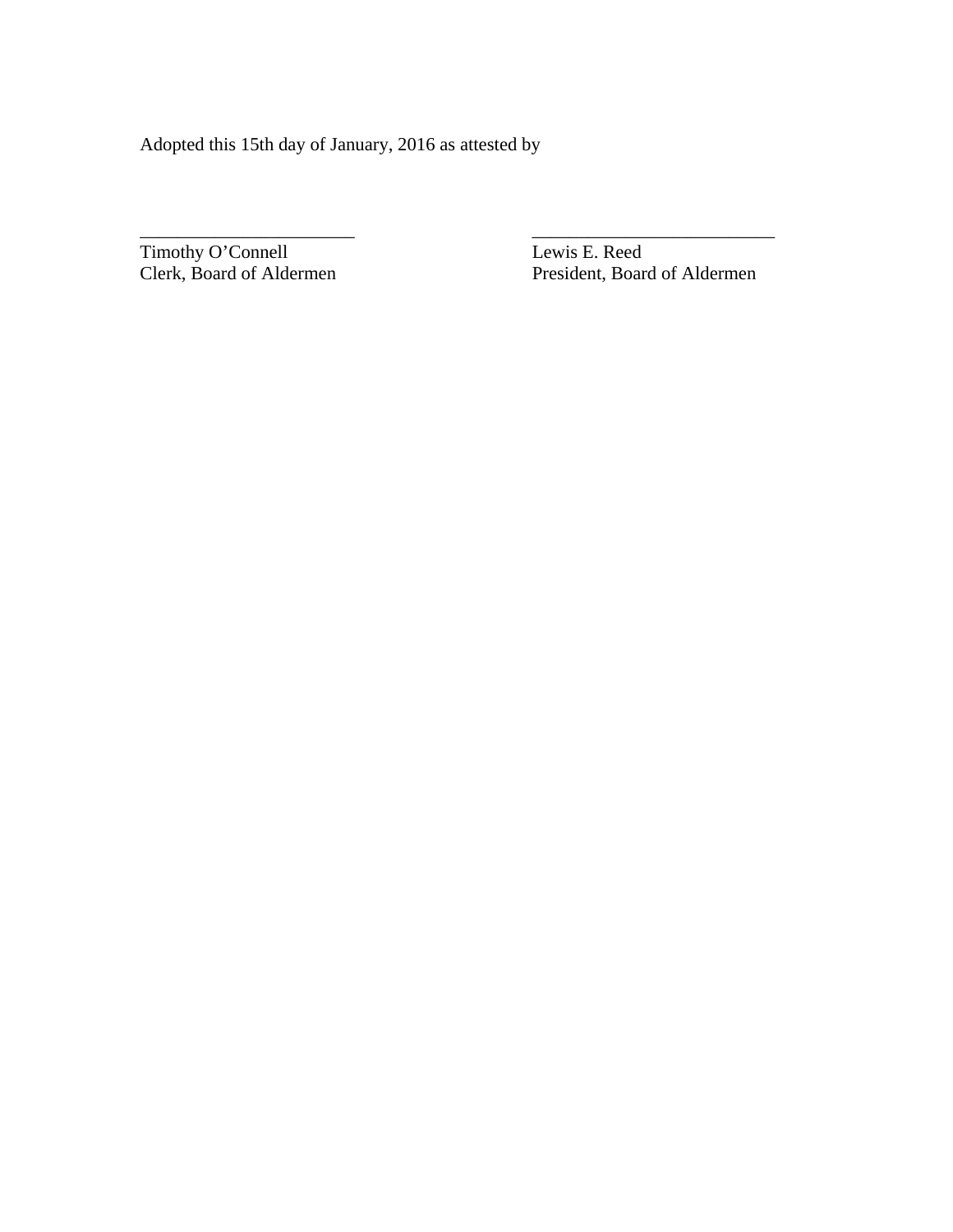Adopted this 15th day of January, 2016 as attested by

| | |
|---|---|
| _______________________ | __________________________ |
| Timothy O'Connell | Lewis E. Reed |
| Clerk, Board of Aldermen | President, Board of Aldermen |